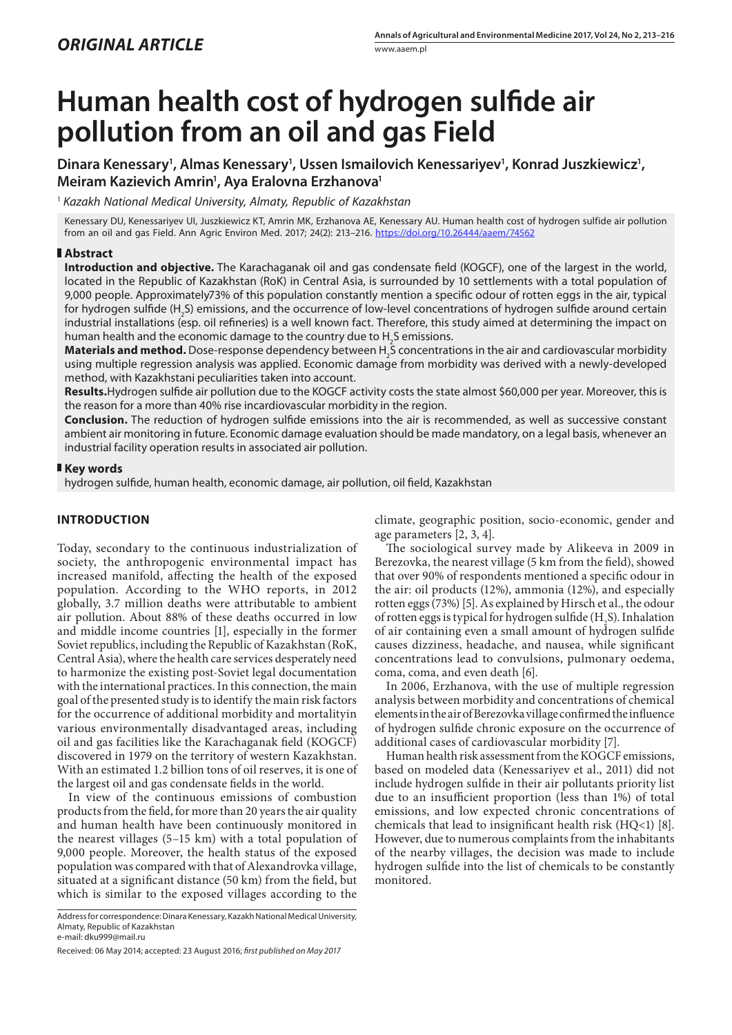*ORIGINAL ARTICLE*

# Human health cost of hydrogen sulfide air pollution from an oil and gas Field

**Dinara Kenessary[1], Almas Kenessary[1], Ussen Ismailovich Kenessariyev[1], Konrad Juszkiewicz[1], Meiram Kazievich Amrin[1], Aya Eralovna Erzhanova[1]**

[1] *Kazakh National Medical University, Almaty, Republic of Kazakhstan*

Kenessary DU, Kenessariyev UI, Juszkiewicz KT, Amrin MK, Erzhanova AE, Kenessary AU. Human health cost of hydrogen sulfide air pollution from an oil and gas Field. Ann Agric Environ Med. 2017; 24(2): 213–216. https://doi.org/10.26444/aaem/74562

## Abstract

**Introduction and objective.** The Karachaganak oil and gas condensate field (KOGCF), one of the largest in the world, located in the Republic of Kazakhstan (RoK) in Central Asia, is surrounded by 10 settlements with a total population of 9,000 people. Approximately73% of this population constantly mention a specific odour of rotten eggs in the air, typical for hydrogen sulfide ($H_2S$) emissions, and the occurrence of low-level concentrations of hydrogen sulfide around certain industrial installations (esp. oil refineries) is a well known fact. Therefore, this study aimed at determining the impact on human health and the economic damage to the country due to $H_2S$ emissions.

**Materials and method.** Dose-response dependency between $H_2S$ concentrations in the air and cardiovascular morbidity using multiple regression analysis was applied. Economic damage from morbidity was derived with a newly-developed method, with Kazakhstani peculiarities taken into account.

**Results.** Hydrogen sulfide air pollution due to the KOGCF activity costs the state almost \$60,000 per year. Moreover, this is the reason for a more than 40% rise incardiovascular morbidity in the region.

**Conclusion.** The reduction of hydrogen sulfide emissions into the air is recommended, as well as successive constant ambient air monitoring in future. Economic damage evaluation should be made mandatory, on a legal basis, whenever an industrial facility operation results in associated air pollution.

## Key words

hydrogen sulfide, human health, economic damage, air pollution, oil field, Kazakhstan

## INTRODUCTION

Today, secondary to the continuous industrialization of society, the anthropogenic environmental impact has increased manifold, affecting the health of the exposed population. According to the WHO reports, in 2012 globally, 3.7 million deaths were attributable to ambient air pollution. About 88% of these deaths occurred in low and middle income countries [1], especially in the former Soviet republics, including the Republic of Kazakhstan (RoK, Central Asia), where the health care services desperately need to harmonize the existing post-Soviet legal documentation with the international practices. In this connection, the main goal of the presented study is to identify the main risk factors for the occurrence of additional morbidity and mortalityin various environmentally disadvantaged areas, including oil and gas facilities like the Karachaganak field (KOGCF) discovered in 1979 on the territory of western Kazakhstan. With an estimated 1.2 billion tons of oil reserves, it is one of the largest oil and gas condensate fields in the world.

In view of the continuous emissions of combustion products from the field, for more than 20 years the air quality and human health have been continuously monitored in the nearest villages (5–15 km) with a total population of 9,000 people. Moreover, the health status of the exposed population was compared with that of Alexandrovka village, situated at a significant distance (50 km) from the field, but which is similar to the exposed villages according to the climate, geographic position, socio-economic, gender and age parameters [2, 3, 4].

The sociological survey made by Alikeeva in 2009 in Berezovka, the nearest village (5 km from the field), showed that over 90% of respondents mentioned a specific odour in the air: oil products (12%), ammonia (12%), and especially rotten eggs (73%) [5]. As explained by Hirsch et al., the odour of rotten eggs is typical for hydrogen sulfide ($H_2S$). Inhalation of air containing even a small amount of hydrogen sulfide causes dizziness, headache, and nausea, while significant concentrations lead to convulsions, pulmonary oedema, coma, coma, and even death [6].

In 2006, Erzhanova, with the use of multiple regression analysis between morbidity and concentrations of chemical elements in the air of Berezovka village confirmed the influence of hydrogen sulfide chronic exposure on the occurrence of additional cases of cardiovascular morbidity [7].

Human health risk assessment from the KOGCF emissions, based on modeled data (Kenessariyev et al., 2011) did not include hydrogen sulfide in their air pollutants priority list due to an insufficient proportion (less than 1%) of total emissions, and low expected chronic concentrations of chemicals that lead to insignificant health risk (HQ<1) [8]. However, due to numerous complaints from the inhabitants of the nearby villages, the decision was made to include hydrogen sulfide into the list of chemicals to be constantly monitored.

Address for correspondence: Dinara Kenessary, Kazakh National Medical University, Almaty, Republic of Kazakhstan
e-mail: dku999@mail.ru

Received: 06 May 2014; accepted: 23 August 2016; *first published on May 2017*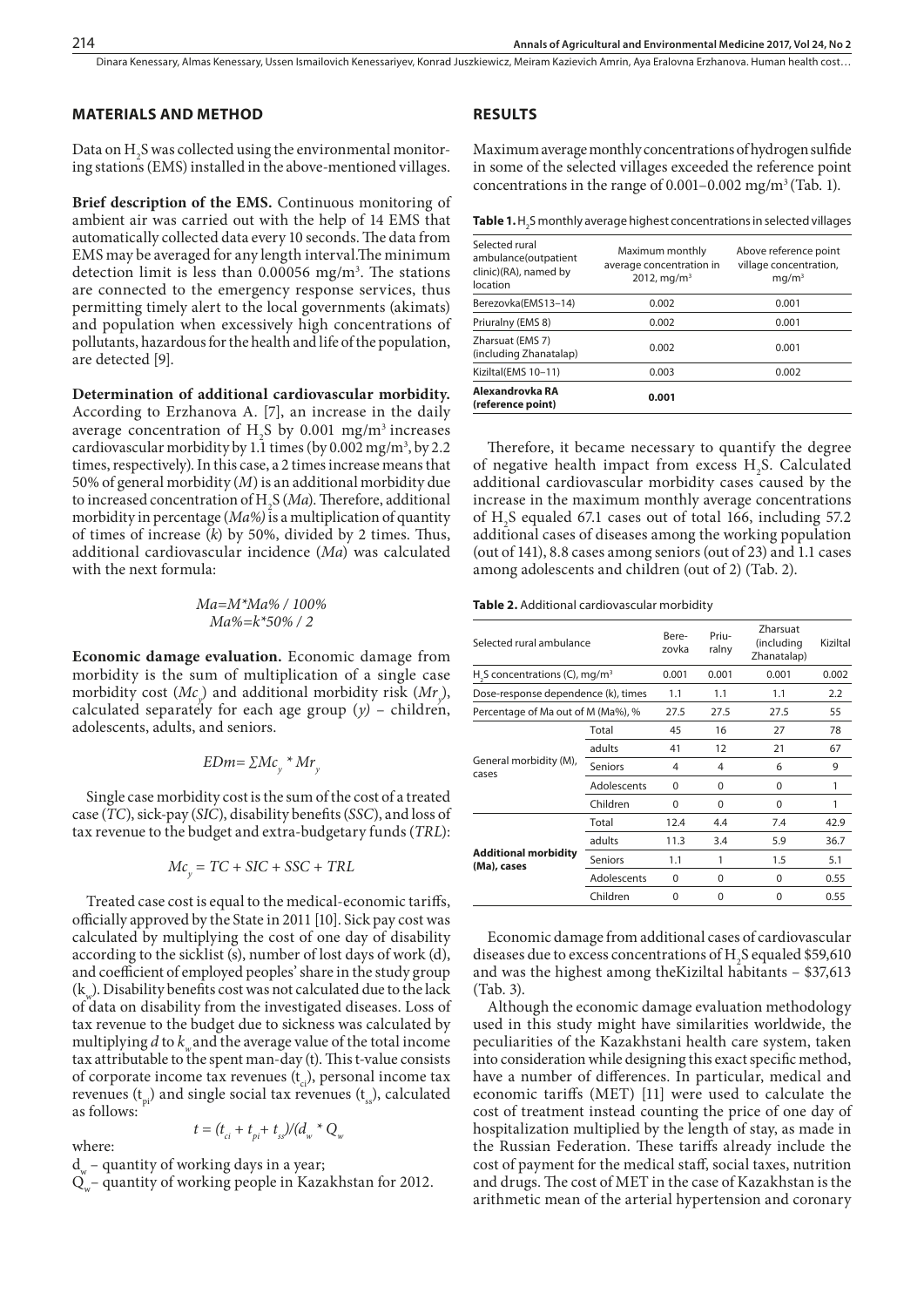## MATERIALS AND METHOD

Data on $H_2S$ was collected using the environmental monitoring stations (EMS) installed in the above-mentioned villages.

**Brief description of the EMS.** Continuous monitoring of ambient air was carried out with the help of 14 EMS that automatically collected data every 10 seconds. The data from EMS may be averaged for any length interval.The minimum detection limit is less than 0.00056 mg/m$^3$. The stations are connected to the emergency response services, thus permitting timely alert to the local governments (akimats) and population when excessively high concentrations of pollutants, hazardous for the health and life of the population, are detected [9].

**Determination of additional cardiovascular morbidity.** According to Erzhanova A. [7], an increase in the daily average concentration of $H_2S$ by 0.001 mg/m$^3$ increases cardiovascular morbidity by 1.1 times (by 0.002 mg/m$^3$, by 2.2 times, respectively). In this case, a 2 times increase means that 50% of general morbidity (*M*) is an additional morbidity due to increased concentration of $H_2S$ (*Ma*). Therefore, additional morbidity in percentage (*Ma%*) is a multiplication of quantity of times of increase (*k*) by 50%, divided by 2 times. Thus, additional cardiovascular incidence (*Ma*) was calculated with the next formula:

$$Ma = M * Ma\% / 100\%$$
$$Ma\% = k * 50\% / 2$$

**Economic damage evaluation.** Economic damage from morbidity is the sum of multiplication of a single case morbidity cost ($Mc_y$) and additional morbidity risk ($Mr_y$), calculated separately for each age group (*y*) – children, adolescents, adults, and seniors.

$$EDm = \Sigma Mc_y * Mr_y$$

Single case morbidity cost is the sum of the cost of a treated case (*TC*), sick-pay (*SIC*), disability benefits (*SSC*), and loss of tax revenue to the budget and extra-budgetary funds (*TRL*):

$$Mc_y = TC + SIC + SSC + TRL$$

Treated case cost is equal to the medical-economic tariffs, officially approved by the State in 2011 [10]. Sick pay cost was calculated by multiplying the cost of one day of disability according to the sicklist (s), number of lost days of work (d), and coefficient of employed peoples' share in the study group ($k_w$). Disability benefits cost was not calculated due to the lack of data on disability from the investigated diseases. Loss of tax revenue to the budget due to sickness was calculated by multiplying *d* to $k_w$ and the average value of the total income tax attributable to the spent man-day (t). This t-value consists of corporate income tax revenues ($t_{ci}$), personal income tax revenues ($t_{pi}$) and single social tax revenues ($t_{ss}$), calculated as follows:

$$t = (t_{ci} + t_{pi} + t_{ss})/(d_w * Q_w$$

where:

$d_w$ – quantity of working days in a year;
$Q_w$ – quantity of working people in Kazakhstan for 2012.

## RESULTS

Maximum average monthly concentrations of hydrogen sulfide in some of the selected villages exceeded the reference point concentrations in the range of 0.001–0.002 mg/m$^3$ (Tab. 1).

**Table 1.** $H_2S$ monthly average highest concentrations in selected villages

| Selected rural ambulance(outpatient clinic)(RA), named by location | Maximum monthly average concentration in 2012, mg/m$^3$ | Above reference point village concentration, mg/m$^3$ |
|---|---|---|
| Berezovka(EMS13–14) | 0.002 | 0.001 |
| Priuralny (EMS 8) | 0.002 | 0.001 |
| Zharsuat (EMS 7) (including Zhanatalap) | 0.002 | 0.001 |
| Kiziltal(EMS 10–11) | 0.003 | 0.002 |
| **Alexandrovka RA (reference point)** | **0.001** | |

Therefore, it became necessary to quantify the degree of negative health impact from excess $H_2S$. Calculated additional cardiovascular morbidity cases caused by the increase in the maximum monthly average concentrations of $H_2S$ equaled 67.1 cases out of total 166, including 57.2 additional cases of diseases among the working population (out of 141), 8.8 cases among seniors (out of 23) and 1.1 cases among adolescents and children (out of 2) (Tab. 2).

**Table 2.** Additional cardiovascular morbidity

| Selected rural ambulance | | Berezovka | Priuralny | Zharsuat (including Zhanatalap) | Kiziltal |
|---|---|---|---|---|---|
| $H_2S$ concentrations (C), mg/m$^3$ | | 0.001 | 0.001 | 0.001 | 0.002 |
| Dose-response dependence (k), times | | 1.1 | 1.1 | 1.1 | 2.2 |
| Percentage of Ma out of M (Ma%), % | | 27.5 | 27.5 | 27.5 | 55 |
| General morbidity (M), cases | Total | 45 | 16 | 27 | 78 |
| | adults | 41 | 12 | 21 | 67 |
| | Seniors | 4 | 4 | 6 | 9 |
| | Adolescents | 0 | 0 | 0 | 1 |
| | Children | 0 | 0 | 0 | 1 |
| **Additional morbidity (Ma), cases** | Total | 12.4 | 4.4 | 7.4 | 42.9 |
| | adults | 11.3 | 3.4 | 5.9 | 36.7 |
| | Seniors | 1.1 | 1 | 1.5 | 5.1 |
| | Adolescents | 0 | 0 | 0 | 0.55 |
| | Children | 0 | 0 | 0 | 0.55 |

Economic damage from additional cases of cardiovascular diseases due to excess concentrations of $H_2S$ equaled \$59,610 and was the highest among theKiziltal habitants – \$37,613 (Tab. 3).

Although the economic damage evaluation methodology used in this study might have similarities worldwide, the peculiarities of the Kazakhstani health care system, taken into consideration while designing this exact specific method, have a number of differences. In particular, medical and economic tariffs (MET) [11] were used to calculate the cost of treatment instead counting the price of one day of hospitalization multiplied by the length of stay, as made in the Russian Federation. These tariffs already include the cost of payment for the medical staff, social taxes, nutrition and drugs. The cost of MET in the case of Kazakhstan is the arithmetic mean of the arterial hypertension and coronary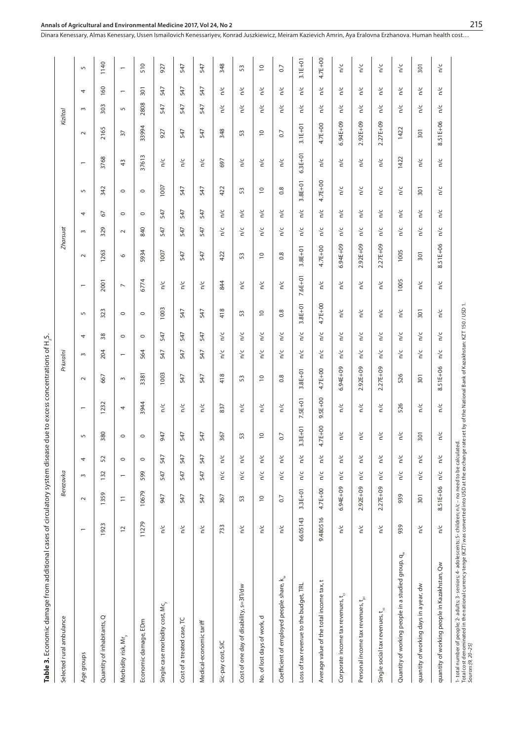**Table 3.** Economic damage from additional cases of circulatory system disease due to excess concentrations of $H_2S$.

| Selected rural ambulance | Berezovka | | | | | Priuralni | | | | | Zharsuat | | | | | Kizilat | | | | |
|---|---|---|---|---|---|---|---|---|---|---|---|---|---|---|---|---|---|---|---|---|
| Age groups | 1 | 2 | 3 | 4 | 5 | 1 | 2 | 3 | 4 | 5 | 1 | 2 | 3 | 4 | 5 | 1 | 2 | 3 | 4 | 5 |
| Quantity of inhabitants, Q | 1923 | 1359 | 132 | 52 | 380 | 1232 | 667 | 204 | 38 | 323 | 2001 | 1263 | 329 | 67 | 342 | 3768 | 2165 | 303 | 160 | 1140 |
| Morbidity risk, $Mr_y$ | 12 | 11 | 1 | 0 | 0 | 4 | 3 | 1 | 0 | 0 | 7 | 6 | 2 | 0 | 0 | 43 | 37 | 5 | 1 | 1 |
| Economic damage, EDm | 11279 | 10679 | 599 | 0 | 0 | 3944 | 3381 | 564 | 0 | 0 | 6774 | 5934 | 840 | 0 | 0 | 37613 | 33994 | 2808 | 301 | 510 |
| Single case morbidity cost, $Mc_y$ | n/c | 947 | 547 | 547 | 947 | n/c | 1003 | 547 | 547 | 1003 | n/c | 1007 | 547 | 547 | 1007 | n/c | 927 | 547 | 547 | 927 |
| Cost of a treated case, TC | n/c | 547 | 547 | 547 | 547 | n/c | 547 | 547 | 547 | 547 | n/c | 547 | 547 | 547 | 547 | n/c | 547 | 547 | 547 | 547 |
| Medical-economic tariff | n/c | 547 | 547 | 547 | 547 | n/c | 547 | 547 | 547 | 547 | n/c | 547 | 547 | 547 | 547 | n/c | 547 | 547 | 547 | 547 |
| Sic-pay cost, SIC | 733 | 367 | n/c | n/c | 367 | 837 | 418 | n/c | n/c | 418 | 844 | 422 | n/c | n/c | 422 | 697 | 348 | n/c | n/c | 348 |
| Cost of one day of disability, s=3Π/dw | n/c | 53 | n/c | n/c | 53 | n/c | 53 | n/c | n/c | 53 | n/c | 53 | n/c | n/c | 53 | n/c | 53 | n/c | n/c | 53 |
| No. of lost days of work, d | n/c | 10 | n/c | n/c | 10 | n/c | 10 | n/c | n/c | 10 | n/c | 10 | n/c | n/c | 10 | n/c | 10 | n/c | n/c | 10 |
| Coefficient of employed people share, $k_w$ | n/c | 0.7 | n/c | n/c | 0.7 | n/c | 0.8 | n/c | n/c | 0.8 | n/c | 0.8 | n/c | n/c | 0.8 | n/c | 0.7 | n/c | n/c | 0.7 |
| Loss of tax revenue to the budget, TRL | 66.05143 | 3.3E+01 | n/c | n/c | 3.3E+01 | 7.5E+01 | 3.8E+01 | n/c | n/c | 3.8E+01 | 7.6E+01 | 3.8E+01 | n/c | n/c | 3.8E+01 | 6.3E+01 | 3.1E+01 | n/c | n/c | 3.1E+01 |
| Average value of the total income tax, t | 9.480516 | 4.7E+00 | n/c | n/c | 4.7E+00 | 9.5E+00 | 4.7E+00 | n/c | n/c | 4.7E+00 | n/c | 4.7E+00 | n/c | n/c | 4.7E+00 | n/c | 4.7E+00 | n/c | n/c | 4.7E+00 |
| Corporate income tax revenues, $t_{ci}$ | n/c | 6.94E+09 | n/c | n/c | n/c | n/c | 6.94E+09 | n/c | n/c | n/c | n/c | 6.94E+09 | n/c | n/c | n/c | n/c | 6.94E+09 | n/c | n/c | n/c |
| Personal income tax revenues, $t_{pi}$ | n/c | 2.92E+09 | n/c | n/c | n/c | n/c | 2.92E+09 | n/c | n/c | n/c | n/c | 2.92E+09 | n/c | n/c | n/c | n/c | 2.92E+09 | n/c | n/c | n/c |
| Single social tax revenues, $t_{ss}$ | n/c | 2.27E+09 | n/c | n/c | n/c | n/c | 2.27E+09 | n/c | n/c | n/c | n/c | 2.27E+09 | n/c | n/c | n/c | n/c | 2.27E+09 | n/c | n/c | n/c |
| Quantity of working people in a studied group, $q_w$ | 939 | 939 | n/c | n/c | n/c | 526 | 526 | n/c | n/c | n/c | 1005 | 1005 | n/c | n/c | n/c | 1422 | 1422 | n/c | n/c | n/c |
| quantity of working days in a year, dw | n/c | 301 | n/c | n/c | 301 | n/c | 301 | n/c | n/c | 301 | n/c | 301 | n/c | n/c | 301 | n/c | 301 | n/c | n/c | 301 |
| quantity of working people in Kazakhstan, Qw | n/c | 8.51E+06 | n/c | n/c | n/c | n/c | 8.51E+06 | n/c | n/c | n/c | n/c | 8.51E+06 | n/c | n/c | n/c | n/c | 8.51E+06 | n/c | n/c | n/c |

1- total number of people; 2- adults; 3- seniors; 4- adolescents; 5- children; n/c – no need to be calculated.
Total cost denominated in the national currency tenge (KZT) was converted into USD at the exchange rate set by of the National Bank of Kazakhstan: KZT 150 / USD 1.
Sources:[9, 20–25]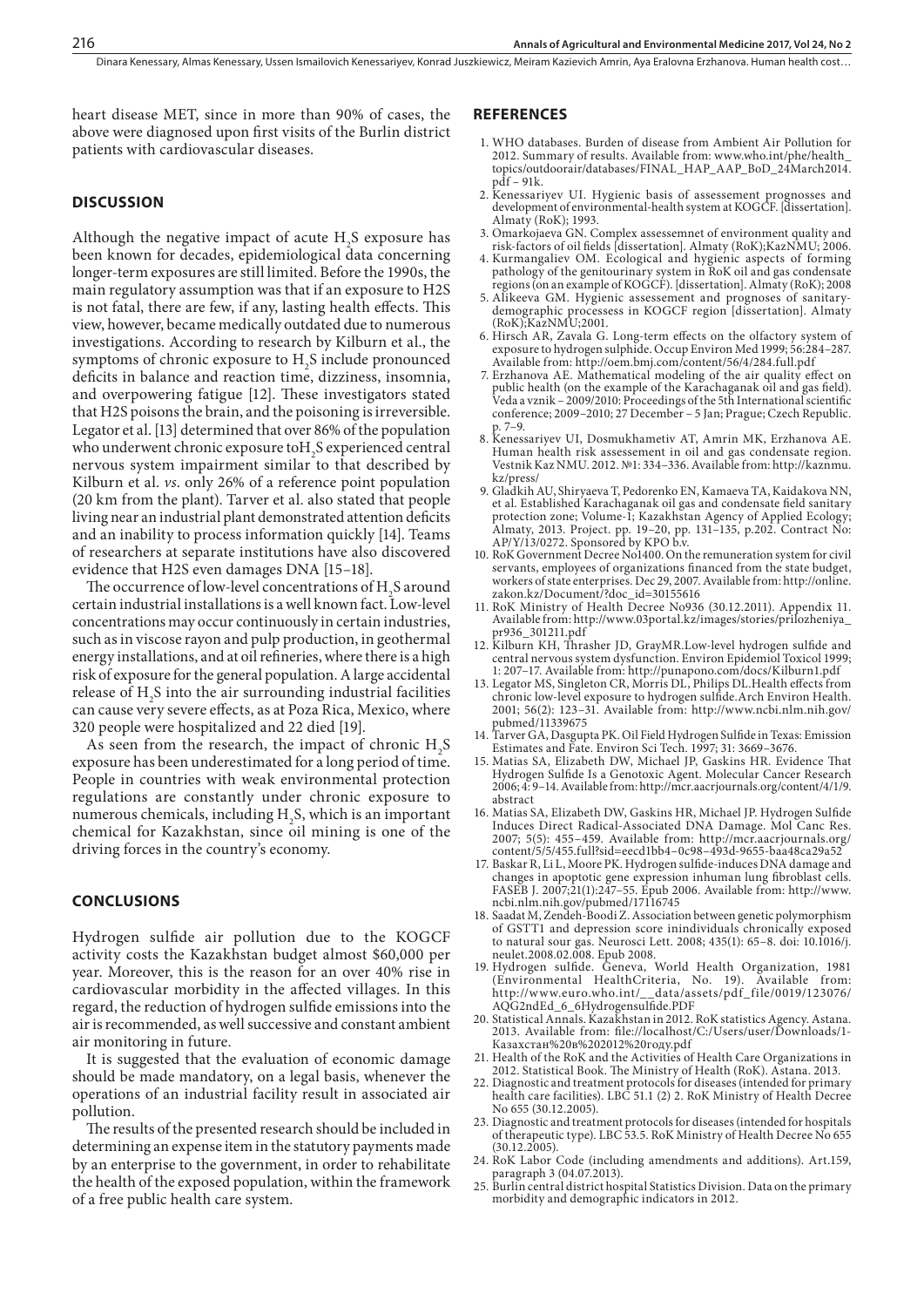heart disease MET, since in more than 90% of cases, the above were diagnosed upon first visits of the Burlin district patients with cardiovascular diseases.

## DISCUSSION

Although the negative impact of acute $H_2S$ exposure has been known for decades, epidemiological data concerning longer-term exposures are still limited. Before the 1990s, the main regulatory assumption was that if an exposure to H2S is not fatal, there are few, if any, lasting health effects. This view, however, became medically outdated due to numerous investigations. According to research by Kilburn et al., the symptoms of chronic exposure to $H_2S$ include pronounced deficits in balance and reaction time, dizziness, insomnia, and overpowering fatigue [12]. These investigators stated that H2S poisons the brain, and the poisoning is irreversible. Legator et al. [13] determined that over 86% of the population who underwent chronic exposure to$H_2S$ experienced central nervous system impairment similar to that described by Kilburn et al. *vs*. only 26% of a reference point population (20 km from the plant). Tarver et al. also stated that people living near an industrial plant demonstrated attention deficits and an inability to process information quickly [14]. Teams of researchers at separate institutions have also discovered evidence that H2S even damages DNA [15–18].

The occurrence of low-level concentrations of $H_2S$ around certain industrial installations is a well known fact. Low-level concentrations may occur continuously in certain industries, such as in viscose rayon and pulp production, in geothermal energy installations, and at oil refineries, where there is a high risk of exposure for the general population. A large accidental release of $H_2S$ into the air surrounding industrial facilities can cause very severe effects, as at Poza Rica, Mexico, where 320 people were hospitalized and 22 died [19].

As seen from the research, the impact of chronic $H_2S$ exposure has been underestimated for a long period of time. People in countries with weak environmental protection regulations are constantly under chronic exposure to numerous chemicals, including $H_2S$, which is an important chemical for Kazakhstan, since oil mining is one of the driving forces in the country's economy.

## CONCLUSIONS

Hydrogen sulfide air pollution due to the KOGCF activity costs the Kazakhstan budget almost \$60,000 per year. Moreover, this is the reason for an over 40% rise in cardiovascular morbidity in the affected villages. In this regard, the reduction of hydrogen sulfide emissions into the air is recommended, as well successive and constant ambient air monitoring in future.

It is suggested that the evaluation of economic damage should be made mandatory, on a legal basis, whenever the operations of an industrial facility result in associated air pollution.

The results of the presented research should be included in determining an expense item in the statutory payments made by an enterprise to the government, in order to rehabilitate the health of the exposed population, within the framework of a free public health care system.

## REFERENCES

1. WHO databases. Burden of disease from Ambient Air Pollution for 2012. Summary of results. Available from: www.who.int/phe/health_topics/outdoorair/databases/FINAL_HAP_AAP_BoD_24March2014.pdf – 91k.
2. Kenessariyev UI. Hygienic basis of assessement prognosses and development of environmental-health system at KOGCF. [dissertation]. Almaty (RoK); 1993.
3. Omarkojaeva GN. Complex assessemnet of environment quality and risk-factors of oil fields [dissertation]. Almaty (RoK);KazNMU; 2006.
4. Kurmangaliev OM. Ecological and hygienic aspects of forming pathology of the genitourinary system in RoK oil and gas condensate regions (on an example of KOGCF). [dissertation]. Almaty (RoK); 2008
5. Alikeeva GM. Hygienic assessement and prognoses of sanitary-demographic processess in KOGCF region [dissertation]. Almaty (RoK);KazNMU;2001.
6. Hirsch AR, Zavala G. Long-term effects on the olfactory system of exposure to hydrogen sulphide. Occup Environ Med 1999; 56:284–287. Available from: http://oem.bmj.com/content/56/4/284.full.pdf
7. Erzhanova AE. Mathematical modeling of the air quality effect on public health (on the example of the Karachaganak oil and gas field). Veda a vznik – 2009/2010: Proceedings of the 5th International scientific conference; 2009–2010; 27 December – 5 Jan; Prague; Czech Republic. p. 7–9.
8. Kenessariyev UI, Dosmukhametiv AT, Amrin MK, Erzhanova AE. Human health risk assessement in oil and gas condensate region. Vestnik Kaz NMU. 2012. №1: 334–336. Available from: http://kaznmu.kz/press/
9. Gladkih AU, Shiryaeva T, Pedorenko EN, Kamaeva TA, Kaidakova NN, et al. Established Karachaganak oil gas and condensate field sanitary protection zone; Volume-1; Kazakhstan Agency of Applied Ecology; Almaty, 2013. Project. pp. 19–20, pp. 131–135, p.202. Contract No: AP/Y/13/0272. Sponsored by KPO b.v.
10. RoK Government Decree No1400. On the remuneration system for civil servants, employees of organizations financed from the state budget, workers of state enterprises. Dec 29, 2007. Available from: http://online.zakon.kz/Document/?doc_id=30155616
11. RoK Ministry of Health Decree No936 (30.12.2011). Appendix 11. Available from: http://www.03portal.kz/images/stories/prilozheniya_pr936_301211.pdf
12. Kilburn KH, Thrasher JD, GrayMR.Low-level hydrogen sulfide and central nervous system dysfunction. Environ Epidemiol Toxicol 1999; 1: 207–17. Available from: http://punapono.com/docs/Kilburn1.pdf
13. Legator MS, Singleton CR, Morris DL, Philips DL.Health effects from chronic low-level exposure to hydrogen sulfide.Arch Environ Health. 2001; 56(2): 123–31. Available from: http://www.ncbi.nlm.nih.gov/pubmed/11339675
14. Tarver GA, Dasgupta PK. Oil Field Hydrogen Sulfide in Texas: Emission Estimates and Fate. Environ Sci Tech. 1997; 31: 3669–3676.
15. Matias SA, Elizabeth DW, Michael JP, Gaskins HR. Evidence That Hydrogen Sulfide Is a Genotoxic Agent. Molecular Cancer Research 2006; 4: 9–14. Available from: http://mcr.aacrjournals.org/content/4/1/9.abstract
16. Matias SA, Elizabeth DW, Gaskins HR, Michael JP. Hydrogen Sulfide Induces Direct Radical-Associated DNA Damage. Mol Canc Res. 2007; 5(5): 455–459. Available from: http://mcr.aacrjournals.org/content/5/5/455.full?sid=eecd1bb4–0c98–493d-9655-baa48ca29a52
17. Baskar R, Li L, Moore PK. Hydrogen sulfide-induces DNA damage and changes in apoptotic gene expression inhuman lung fibroblast cells. FASEB J. 2007;21(1):247–55. Epub 2006. Available from: http://www.ncbi.nlm.nih.gov/pubmed/17116745
18. Saadat M, Zendeh-Boodi Z. Association between genetic polymorphism of GSTT1 and depression score inindividuals chronically exposed to natural sour gas. Neurosci Lett. 2008; 435(1): 65–8. doi: 10.1016/j.neulet.2008.02.008. Epub 2008.
19. Hydrogen sulfide. Geneva, World Health Organization, 1981 (Environmental HealthCriteria, No. 19). Available from: http://www.euro.who.int/__data/assets/pdf_file/0019/123076/AQG2ndEd_6_6Hydrogensulfide.PDF
20. Statistical Annals. Kazakhstan in 2012. RoK statistics Agency. Astana. 2013. Available from: file://localhost/C:/Users/user/Downloads/1-Казахстан%20в%202012%20году.pdf
21. Health of the RoK and the Activities of Health Care Organizations in 2012. Statistical Book. The Ministry of Health (RoK). Astana. 2013.
22. Diagnostic and treatment protocols for diseases (intended for primary health care facilities). LBC 51.1 (2) 2. RoK Ministry of Health Decree No 655 (30.12.2005).
23. Diagnostic and treatment protocols for diseases (intended for hospitals of therapeutic type). LBC 53.5. RoK Ministry of Health Decree No 655 (30.12.2005).
24. RoK Labor Code (including amendments and additions). Art.159, paragraph 3 (04.07.2013).
25. Burlin central district hospital Statistics Division. Data on the primary morbidity and demographic indicators in 2012.